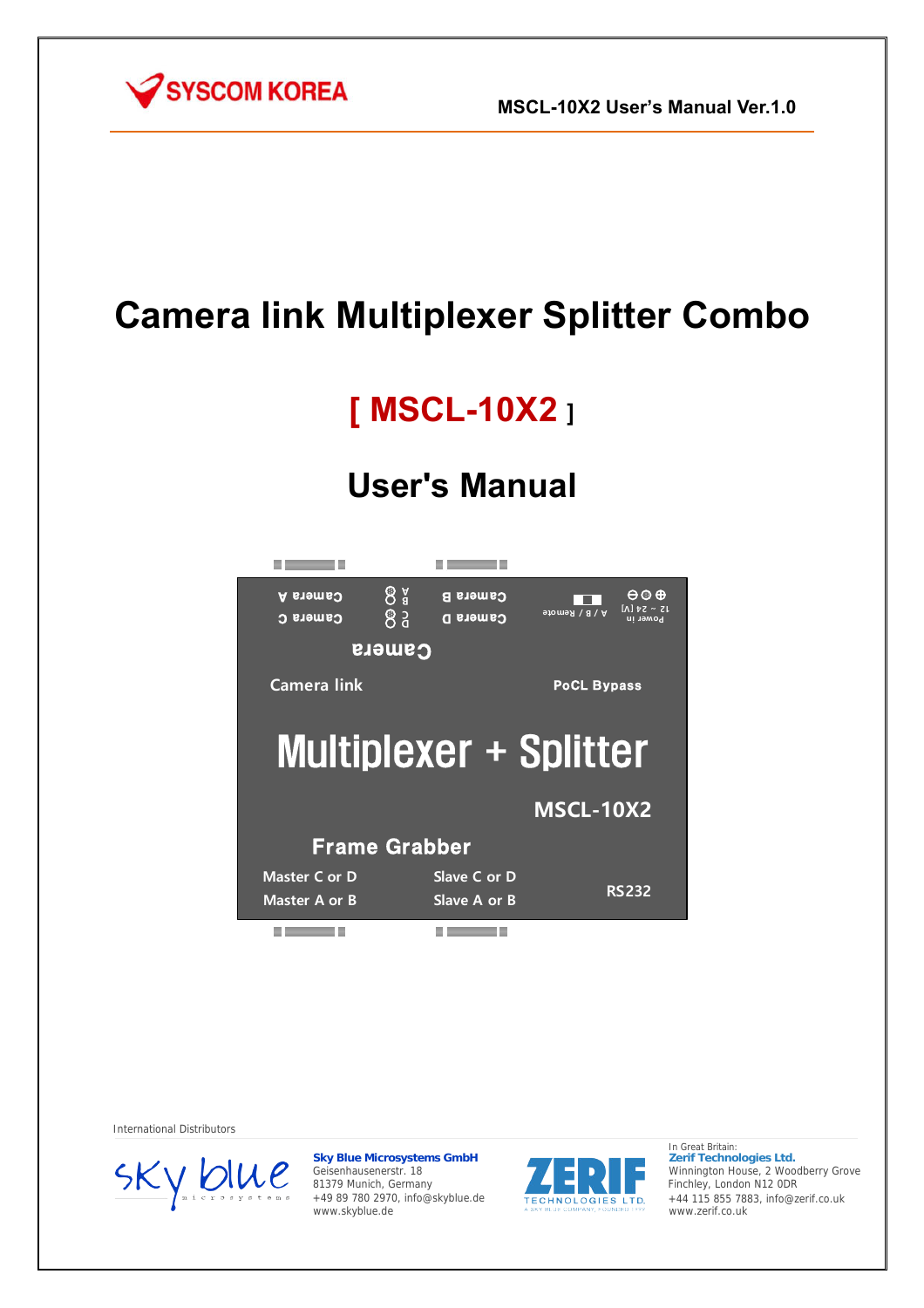SYSCOM KOREA

MSCL-10X2 User's Manual Ver.1.0

# Camera link Multiplexer Splitter Combo

## [ MSCL-10X2 ]

## User's Manual

Camera A | A B | Camera B | A / B / Remote | Power in 12 ~ 24 [V]

Camera C | C D | Camera D

Camera

Camera link

PoCL Bypass

**Multiplexer + Splitter**

**MSCL-10X2**

**Frame Grabber**

Master C or D | Slave C or D | RS232

Master A or B | Slave A or B

International Distributors

**Sky Blue Microsystems GmbH**
Geisenhausenerstr. 18
81379 Munich, Germany
+49 89 780 2970, info@skyblue.de
www.skyblue.de

In Great Britain:
**Zerif Technologies Ltd.**
Winnington House, 2 Woodberry Grove
Finchley, London N12 0DR
+44 115 855 7883, info@zerif.co.uk
www.zerif.co.uk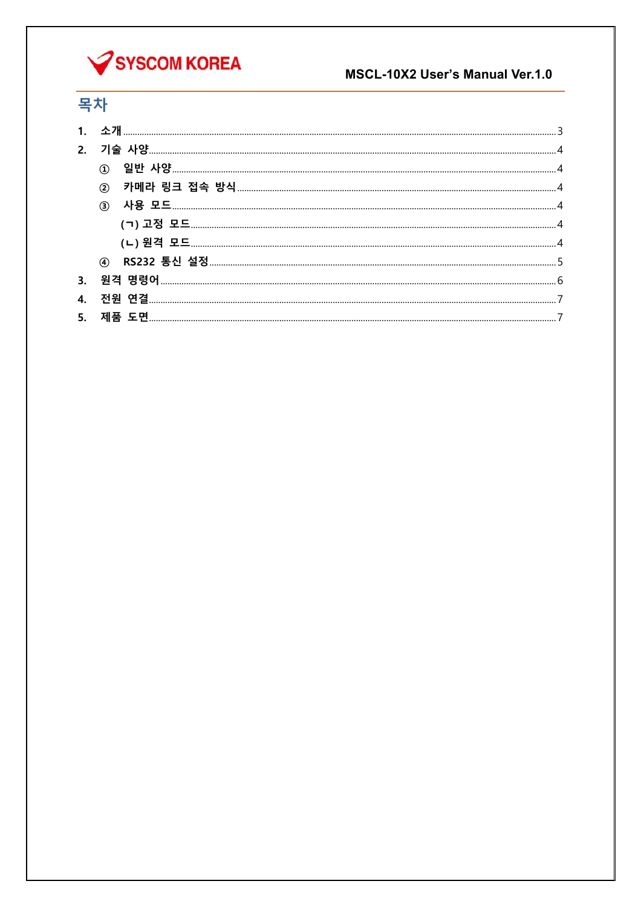# 목차

1. 소개 ..... 3
2. 기술 사양 ..... 4
   - ① 일반 사양 ..... 4
   - ② 카메라 링크 접속 방식 ..... 4
   - ③ 사용 모드 ..... 4
     - (ㄱ) 고정 모드 ..... 4
     - (ㄴ) 원격 모드 ..... 4
   - ④ RS232 통신 설정 ..... 5
3. 원격 명령어 ..... 6
4. 전원 연결 ..... 7
5. 제품 도면 ..... 7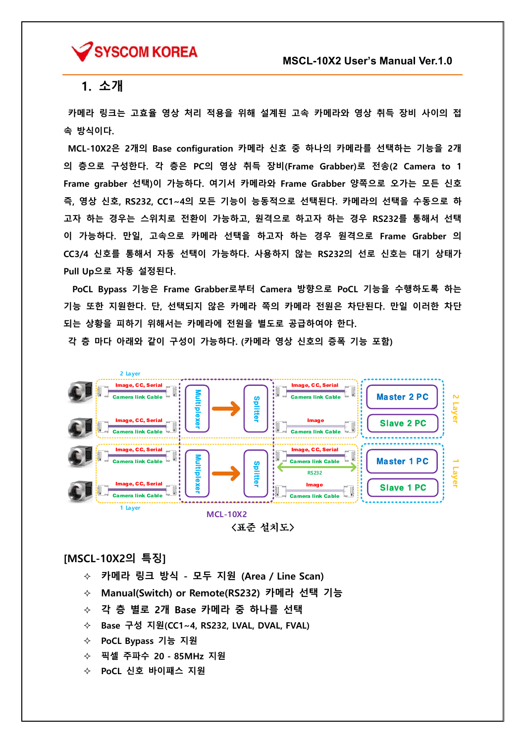# 1. 소개

카메라 링크는 고효율 영상 처리 적용을 위해 설계된 고속 카메라와 영상 취득 장비 사이의 접속 방식이다.

MCL-10X2은 2개의 Base configuration 카메라 신호 중 하나의 카메라를 선택하는 기능을 2개의 층으로 구성한다. 각 층은 PC의 영상 취득 장비(Frame Grabber)로 전송(2 Camera to 1 Frame grabber 선택)이 가능하다. 여기서 카메라와 Frame Grabber 양쪽으로 오가는 모든 신호 즉, 영상 신호, RS232, CC1~4의 모든 기능이 능동적으로 선택된다. 카메라의 선택을 수동으로 하고자 하는 경우는 스위치로 전환이 가능하고, 원격으로 하고자 하는 경우 RS232를 통해서 선택이 가능하다. 만일, 고속으로 카메라 선택을 하고자 하는 경우 원격으로 Frame Grabber 의 CC3/4 신호를 통해서 자동 선택이 가능하다. 사용하지 않는 RS232의 선로 신호는 대기 상태가 Pull Up으로 자동 설정된다.

PoCL Bypass 기능은 Frame Grabber로부터 Camera 방향으로 PoCL 기능을 수행하도록 하는 기능 또한 지원한다. 단, 선택되지 않은 카메라 쪽의 카메라 전원은 차단된다. 만일 이러한 차단되는 상황을 피하기 위해서는 카메라에 전원을 별도로 공급하여야 한다.

각 층 마다 아래와 같이 구성이 가능하다. (카메라 영상 신호의 증폭 기능 포함)

<표준 설치도>

## [MSCL-10X2의 특징]

- 카메라 링크 방식 - 모두 지원 (Area / Line Scan)
- Manual(Switch) or Remote(RS232) 카메라 선택 기능
- 각 층 별로 2개 Base 카메라 중 하나를 선택
- Base 구성 지원(CC1~4, RS232, LVAL, DVAL, FVAL)
- PoCL Bypass 기능 지원
- 픽셀 주파수 20 - 85MHz 지원
- PoCL 신호 바이패스 지원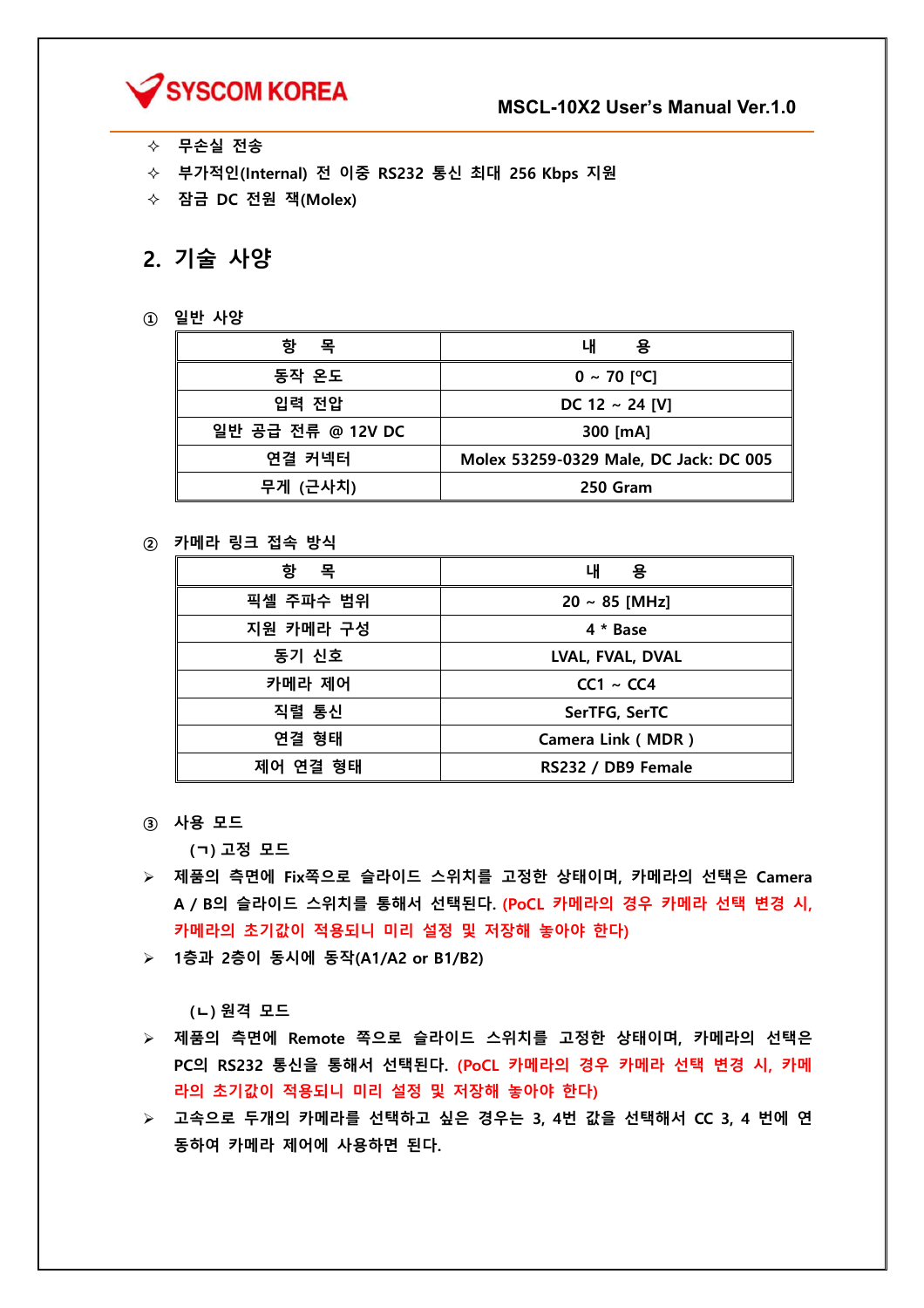- ✧ 무손실 전송
- ✧ 부가적인(Internal) 전 이중 RS232 통신 최대 256 Kbps 지원
- ✧ 잠금 DC 전원 잭(Molex)

## 2. 기술 사양

① 일반 사양

| 항 목 | 내 용 |
|---|---|
| 동작 온도 | 0 ~ 70 [ºC] |
| 입력 전압 | DC 12 ~ 24 [V] |
| 일반 공급 전류 @ 12V DC | 300 [mA] |
| 연결 커넥터 | Molex 53259-0329 Male, DC Jack: DC 005 |
| 무게 (근사치) | 250 Gram |

② 카메라 링크 접속 방식

| 항 목 | 내 용 |
|---|---|
| 픽셀 주파수 범위 | 20 ~ 85 [MHz] |
| 지원 카메라 구성 | 4 * Base |
| 동기 신호 | LVAL, FVAL, DVAL |
| 카메라 제어 | CC1 ~ CC4 |
| 직렬 통신 | SerTFG, SerTC |
| 연결 형태 | Camera Link ( MDR ) |
| 제어 연결 형태 | RS232 / DB9 Female |

③ 사용 모드

(ㄱ) 고정 모드

- ➢ 제품의 측면에 Fix쪽으로 슬라이드 스위치를 고정한 상태이며, 카메라의 선택은 Camera A / B의 슬라이드 스위치를 통해서 선택된다. **(PoCL 카메라의 경우 카메라 선택 변경 시, 카메라의 초기값이 적용되니 미리 설정 및 저장해 놓아야 한다)**
- ➢ 1층과 2층이 동시에 동작(A1/A2 or B1/B2)

(ㄴ) 원격 모드

- ➢ 제품의 측면에 Remote 쪽으로 슬라이드 스위치를 고정한 상태이며, 카메라의 선택은 PC의 RS232 통신을 통해서 선택된다. **(PoCL 카메라의 경우 카메라 선택 변경 시, 카메라의 초기값이 적용되니 미리 설정 및 저장해 놓아야 한다)**
- ➢ 고속으로 두개의 카메라를 선택하고 싶은 경우는 3, 4번 값을 선택해서 CC 3, 4 번에 연동하여 카메라 제어에 사용하면 된다.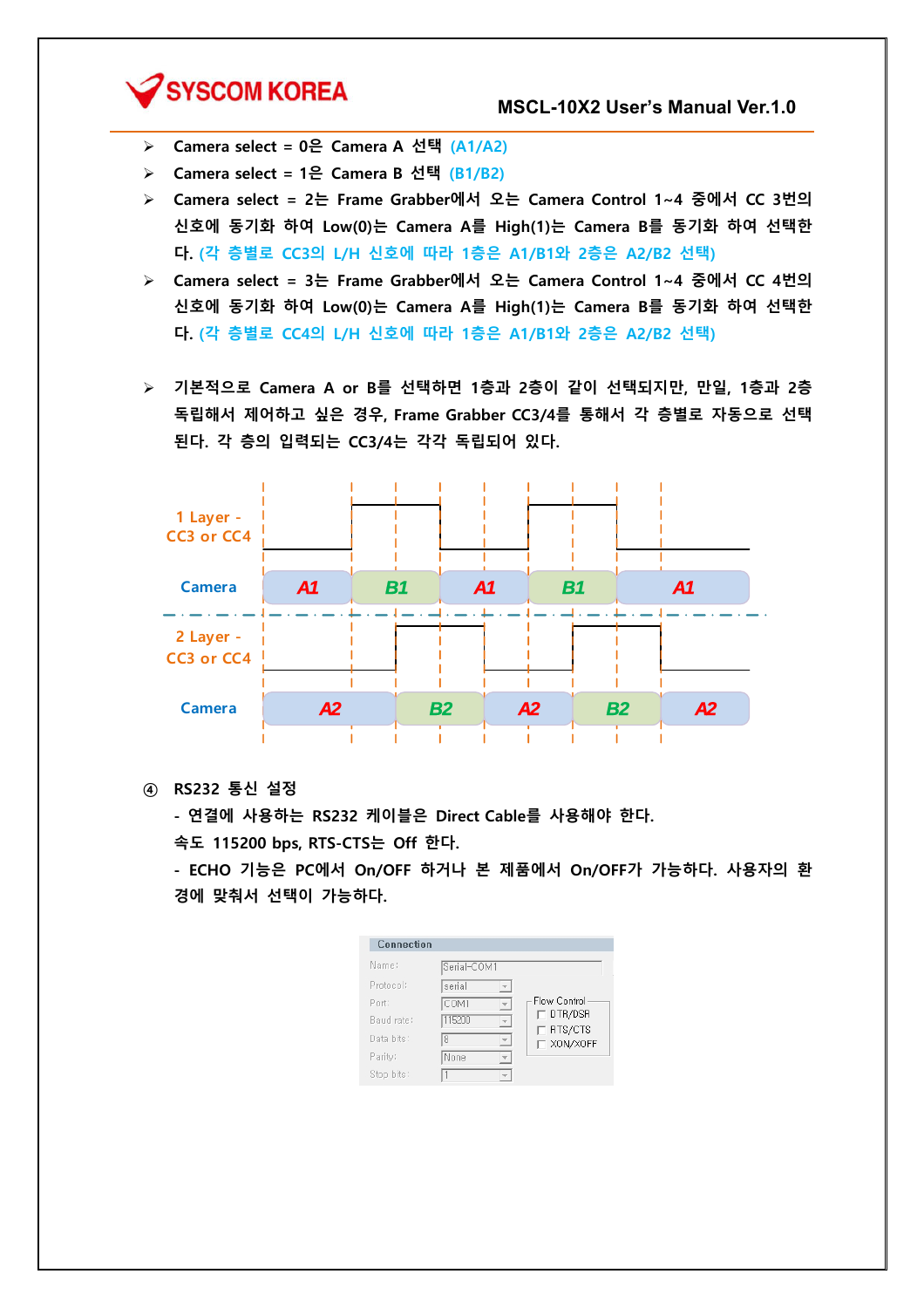- Camera select = 0은 Camera A 선택 (A1/A2)
- Camera select = 1은 Camera B 선택 (B1/B2)
- Camera select = 2는 Frame Grabber에서 오는 Camera Control 1~4 중에서 CC 3번의 신호에 동기화 하여 Low(0)는 Camera A를 High(1)는 Camera B를 동기화 하여 선택한다. (각 층별로 CC3의 L/H 신호에 따라 1층은 A1/B1와 2층은 A2/B2 선택)
- Camera select = 3는 Frame Grabber에서 오는 Camera Control 1~4 중에서 CC 4번의 신호에 동기화 하여 Low(0)는 Camera A를 High(1)는 Camera B를 동기화 하여 선택한다. (각 층별로 CC4의 L/H 신호에 따라 1층은 A1/B1와 2층은 A2/B2 선택)

- 기본적으로 Camera A or B를 선택하면 1층과 2층이 같이 선택되지만, 만일, 1층과 2층 독립해서 제어하고 싶은 경우, Frame Grabber CC3/4를 통해서 각 층별로 자동으로 선택된다. 각 층의 입력되는 CC3/4는 각각 독립되어 있다.

1 Layer - CC3 or CC4

Camera: A1 | B1 | A1 | B1 | A1

2 Layer - CC3 or CC4

Camera: A2 | B2 | A2 | B2 | A2

④ **RS232 통신 설정**

- 연결에 사용하는 RS232 케이블은 Direct Cable를 사용해야 한다.
속도 115200 bps, RTS-CTS는 Off 한다.
- ECHO 기능은 PC에서 On/OFF 하거나 본 제품에서 On/OFF가 가능하다. 사용자의 환경에 맞춰서 선택이 가능하다.

Connection

| | |
|---|---|
| Name: | Serial-COM1 |
| Protocol: | serial |
| Port: | COM1 |
| Baud rate: | 115200 |
| Data bits: | 8 |
| Parity: | None |
| Stop bits: | 1 |

Flow Control
- ☐ DTR/DSR
- ☐ RTS/CTS
- ☐ XON/XOFF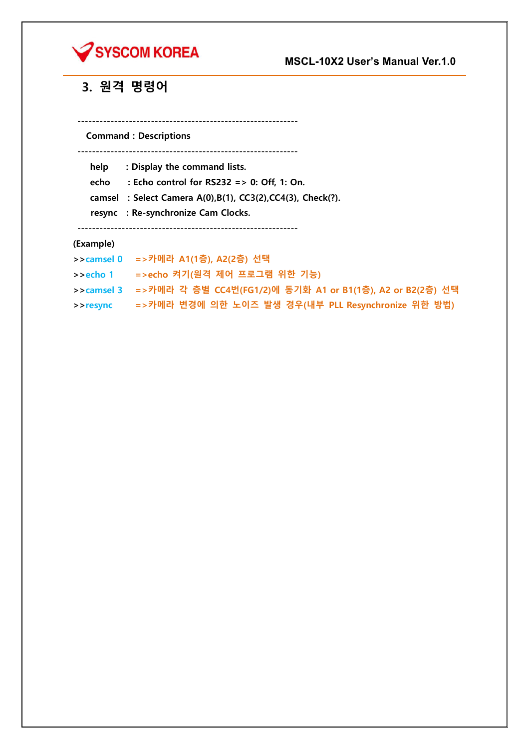## 3. 원격 명령어

```
------------------------------------------------------------
  Command : Descriptions
------------------------------------------------------------
   help     : Display the command lists.
   echo     : Echo control for RS232 => 0: Off, 1: On.
   camsel   : Select Camera A(0),B(1), CC3(2),CC4(3), Check(?).
   resync   : Re-synchronize Cam Clocks.
------------------------------------------------------------
```

**(Example)**

```
>>camsel 0    =>카메라 A1(1층), A2(2층) 선택
>>echo 1      =>echo 켜기(원격 제어 프로그램 위한 기능)
>>camsel 3    =>카메라 각 층별 CC4번(FG1/2)에 동기화 A1 or B1(1층), A2 or B2(2층) 선택
>>resync      =>카메라 변경에 의한 노이즈 발생 경우(내부 PLL Resynchronize 위한 방법)
```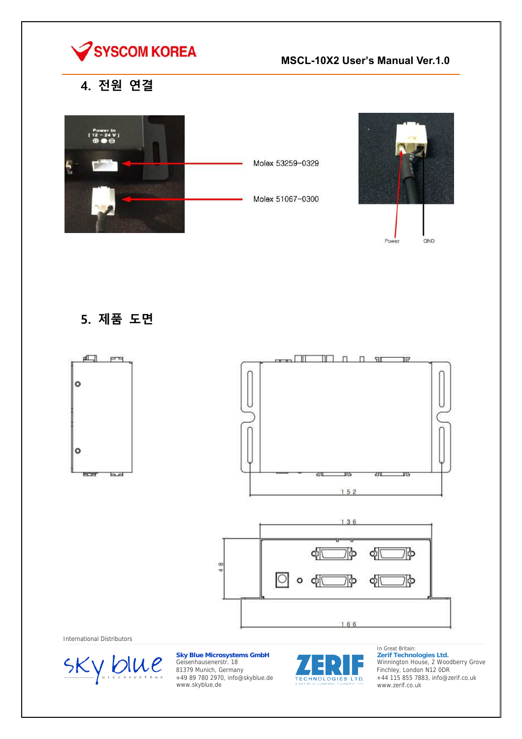## 4. 전원 연결

Molex 53259–0329

Molex 51067–0300

Power

GND

## 5. 제품 도면

152

136

48

166

International Distributors

**Sky Blue Microsystems GmbH**
Geisenhausenerstr. 18
81379 Munich, Germany
+49 89 780 2970, info@skyblue.de
www.skyblue.de

In Great Britain:
**Zerif Technologies Ltd.**
Winnington House, 2 Woodberry Grove
Finchley, London N12 0DR
+44 115 855 7883, info@zerif.co.uk
www.zerif.co.uk